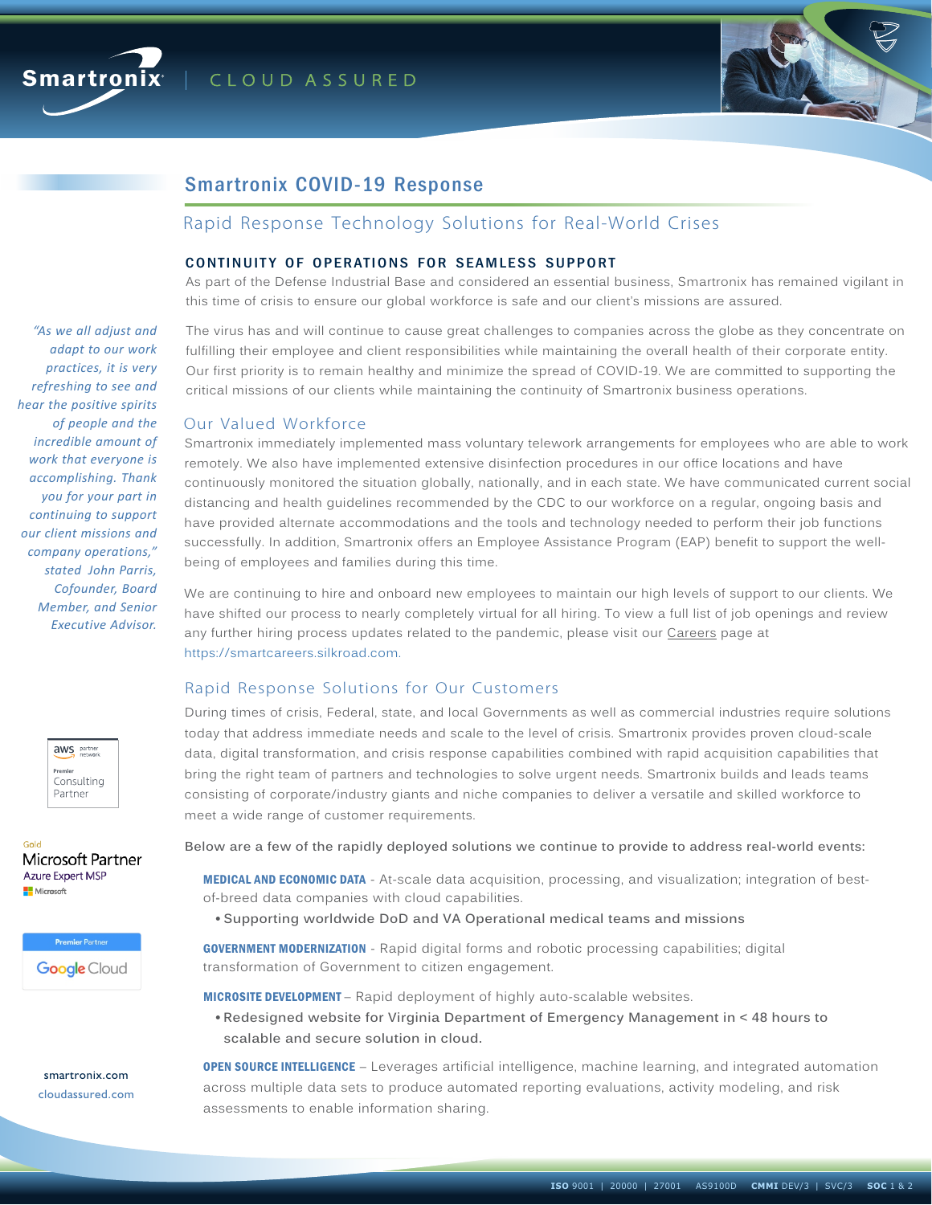Smartronix | CLOUD ASSURED

# Smartronix COVID-19 Response

## Rapid Response Technology Solutions for Real-World Crises

### CONTINUITY OF OPERATIONS FOR SEAMLESS SUPPORT

As part of the Defense Industrial Base and considered an essential business, Smartronix has remained vigilant in this time of crisis to ensure our global workforce is safe and our client's missions are assured.

The virus has and will continue to cause great challenges to companies across the globe as they concentrate on fulfilling their employee and client responsibilities while maintaining the overall health of their corporate entity. Our first priority is to remain healthy and minimize the spread of COVID-19. We are committed to supporting the critical missions of our clients while maintaining the continuity of Smartronix business operations.

*"As we all adjust and adapt to our work practices, it is very refreshing to see and hear the positive spirits of people and the incredible amount of work that everyone is accomplishing. Thank you for your part in continuing to support our client missions and company operations," stated John Parris, Cofounder, Board Member, and Senior Executive Advisor.*

### Our Valued Workforce

Smartronix immediately implemented mass voluntary telework arrangements for employees who are able to work remotely. We also have implemented extensive disinfection procedures in our office locations and have continuously monitored the situation globally, nationally, and in each state. We have communicated current social distancing and health guidelines recommended by the CDC to our workforce on a regular, ongoing basis and have provided alternate accommodations and the tools and technology needed to perform their job functions successfully. In addition, Smartronix offers an Employee Assistance Program (EAP) benefit to support the well-being of employees and families during this time.

We are continuing to hire and onboard new employees to maintain our high levels of support to our clients. We have shifted our process to nearly completely virtual for all hiring. To view a full list of job openings and review any further hiring process updates related to the pandemic, please visit our Careers page at https://smartcareers.silkroad.com.

### Rapid Response Solutions for Our Customers

During times of crisis, Federal, state, and local Governments as well as commercial industries require solutions today that address immediate needs and scale to the level of crisis. Smartronix provides proven cloud-scale data, digital transformation, and crisis response capabilities combined with rapid acquisition capabilities that bring the right team of partners and technologies to solve urgent needs. Smartronix builds and leads teams consisting of corporate/industry giants and niche companies to deliver a versatile and skilled workforce to meet a wide range of customer requirements.

Below are a few of the rapidly deployed solutions we continue to provide to address real-world events:

**MEDICAL AND ECONOMIC DATA** - At-scale data acquisition, processing, and visualization; integration of best-of-breed data companies with cloud capabilities.

- Supporting worldwide DoD and VA Operational medical teams and missions

**GOVERNMENT MODERNIZATION** - Rapid digital forms and robotic processing capabilities; digital transformation of Government to citizen engagement.

**MICROSITE DEVELOPMENT** – Rapid deployment of highly auto-scalable websites.

- Redesigned website for Virginia Department of Emergency Management in < 48 hours to scalable and secure solution in cloud.

**OPEN SOURCE INTELLIGENCE** – Leverages artificial intelligence, machine learning, and integrated automation across multiple data sets to produce automated reporting evaluations, activity modeling, and risk assessments to enable information sharing.

aws partner network Premier Consulting Partner

Gold Microsoft Partner Azure Expert MSP

Premier Partner Google Cloud

smartronix.com
cloudassured.com

ISO 9001 | 20000 | 27001 AS9100D CMMI DEV/3 | SVC/3 SOC 1 & 2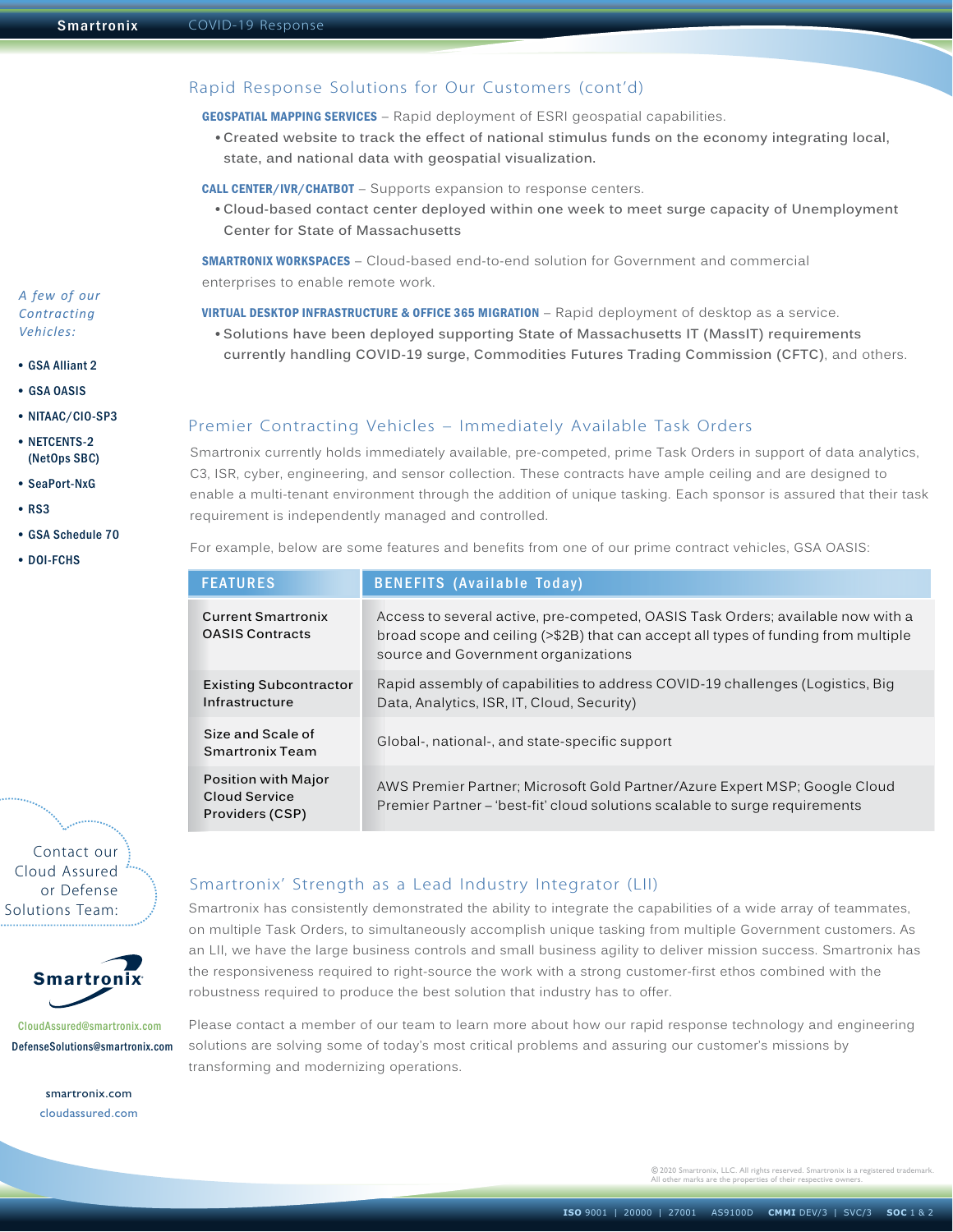## Rapid Response Solutions for Our Customers (cont'd)

**GEOSPATIAL MAPPING SERVICES** – Rapid deployment of ESRI geospatial capabilities.

- Created website to track the effect of national stimulus funds on the economy integrating local, state, and national data with geospatial visualization.

**CALL CENTER/IVR/CHATBOT** – Supports expansion to response centers.

- Cloud-based contact center deployed within one week to meet surge capacity of Unemployment Center for State of Massachusetts

**SMARTRONIX WORKSPACES** – Cloud-based end-to-end solution for Government and commercial enterprises to enable remote work.

**VIRTUAL DESKTOP INFRASTRUCTURE & OFFICE 365 MIGRATION** – Rapid deployment of desktop as a service.

- Solutions have been deployed supporting State of Massachusetts IT (MassIT) requirements currently handling COVID-19 surge, Commodities Futures Trading Commission (CFTC), and others.

## Premier Contracting Vehicles – Immediately Available Task Orders

Smartronix currently holds immediately available, pre-competed, prime Task Orders in support of data analytics, C3, ISR, cyber, engineering, and sensor collection. These contracts have ample ceiling and are designed to enable a multi-tenant environment through the addition of unique tasking. Each sponsor is assured that their task requirement is independently managed and controlled.

For example, below are some features and benefits from one of our prime contract vehicles, GSA OASIS:

| FEATURES | BENEFITS (Available Today) |
|---|---|
| Current Smartronix OASIS Contracts | Access to several active, pre-competed, OASIS Task Orders; available now with a broad scope and ceiling (>$2B) that can accept all types of funding from multiple source and Government organizations |
| Existing Subcontractor Infrastructure | Rapid assembly of capabilities to address COVID-19 challenges (Logistics, Big Data, Analytics, ISR, IT, Cloud, Security) |
| Size and Scale of Smartronix Team | Global-, national-, and state-specific support |
| Position with Major Cloud Service Providers (CSP) | AWS Premier Partner; Microsoft Gold Partner/Azure Expert MSP; Google Cloud Premier Partner – 'best-fit' cloud solutions scalable to surge requirements |

## Smartronix' Strength as a Lead Industry Integrator (LII)

Smartronix has consistently demonstrated the ability to integrate the capabilities of a wide array of teammates, on multiple Task Orders, to simultaneously accomplish unique tasking from multiple Government customers. As an LII, we have the large business controls and small business agility to deliver mission success. Smartronix has the responsiveness required to right-source the work with a strong customer-first ethos combined with the robustness required to produce the best solution that industry has to offer.

Please contact a member of our team to learn more about how our rapid response technology and engineering solutions are solving some of today's most critical problems and assuring our customer's missions by transforming and modernizing operations.

*A few of our Contracting Vehicles:*

- GSA Alliant 2
- GSA OASIS
- NITAAC/CIO-SP3
- NETCENTS-2 (NetOps SBC)
- SeaPort-NxG
- RS3
- GSA Schedule 70
- DOI-FCHS

Contact our Cloud Assured or Defense Solutions Team:

Smartronix

CloudAssured@smartronix.com
DefenseSolutions@smartronix.com

smartronix.com
cloudassured.com

© 2020 Smartronix, LLC. All rights reserved. Smartronix is a registered trademark. All other marks are the properties of their respective owners.

**ISO** 9001 | 20000 | 27001 AS9100D **CMMI** DEV/3 | SVC/3 **SOC** 1 & 2